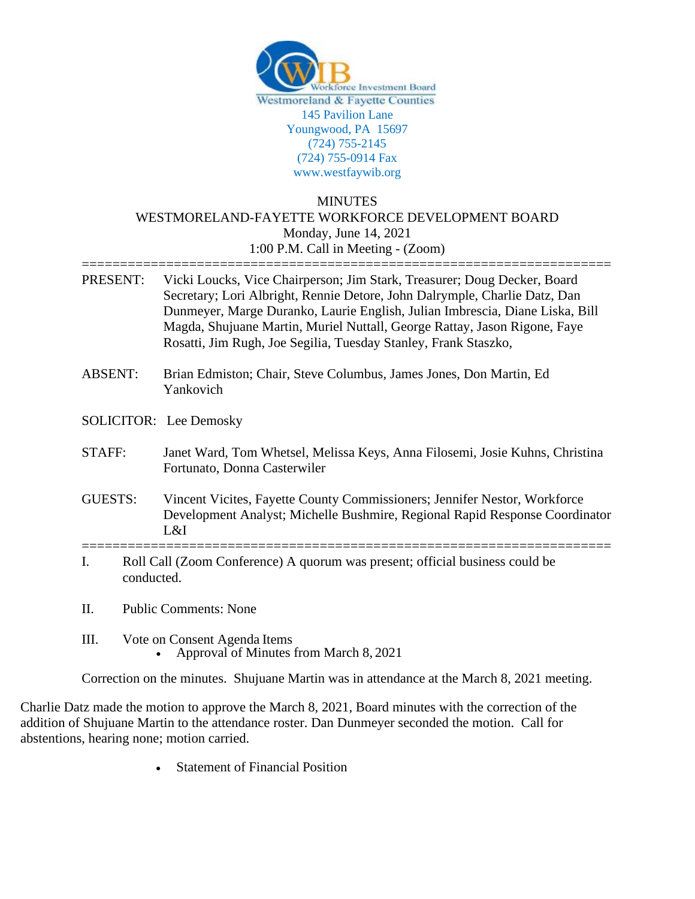WIB Workforce Investment Board
Westmoreland & Fayette Counties
145 Pavilion Lane
Youngwood, PA 15697
(724) 755-2145
(724) 755-0914 Fax
www.westfaywib.org

# MINUTES
## WESTMORELAND-FAYETTE WORKFORCE DEVELOPMENT BOARD
Monday, June 14, 2021
1:00 P.M. Call in Meeting - (Zoom)

---

PRESENT: Vicki Loucks, Vice Chairperson; Jim Stark, Treasurer; Doug Decker, Board Secretary; Lori Albright, Rennie Detore, John Dalrymple, Charlie Datz, Dan Dunmeyer, Marge Duranko, Laurie English, Julian Imbrescia, Diane Liska, Bill Magda, Shujuane Martin, Muriel Nuttall, George Rattay, Jason Rigone, Faye Rosatti, Jim Rugh, Joe Segilia, Tuesday Stanley, Frank Staszko,

ABSENT: Brian Edmiston; Chair, Steve Columbus, James Jones, Don Martin, Ed Yankovich

SOLICITOR: Lee Demosky

STAFF: Janet Ward, Tom Whetsel, Melissa Keys, Anna Filosemi, Josie Kuhns, Christina Fortunato, Donna Casterwiler

GUESTS: Vincent Vicites, Fayette County Commissioners; Jennifer Nestor, Workforce Development Analyst; Michelle Bushmire, Regional Rapid Response Coordinator L&I

---

I. Roll Call (Zoom Conference) A quorum was present; official business could be conducted.

II. Public Comments: None

III. Vote on Consent Agenda Items
- Approval of Minutes from March 8, 2021

Correction on the minutes. Shujuane Martin was in attendance at the March 8, 2021 meeting.

Charlie Datz made the motion to approve the March 8, 2021, Board minutes with the correction of the addition of Shujuane Martin to the attendance roster. Dan Dunmeyer seconded the motion. Call for abstentions, hearing none; motion carried.

- Statement of Financial Position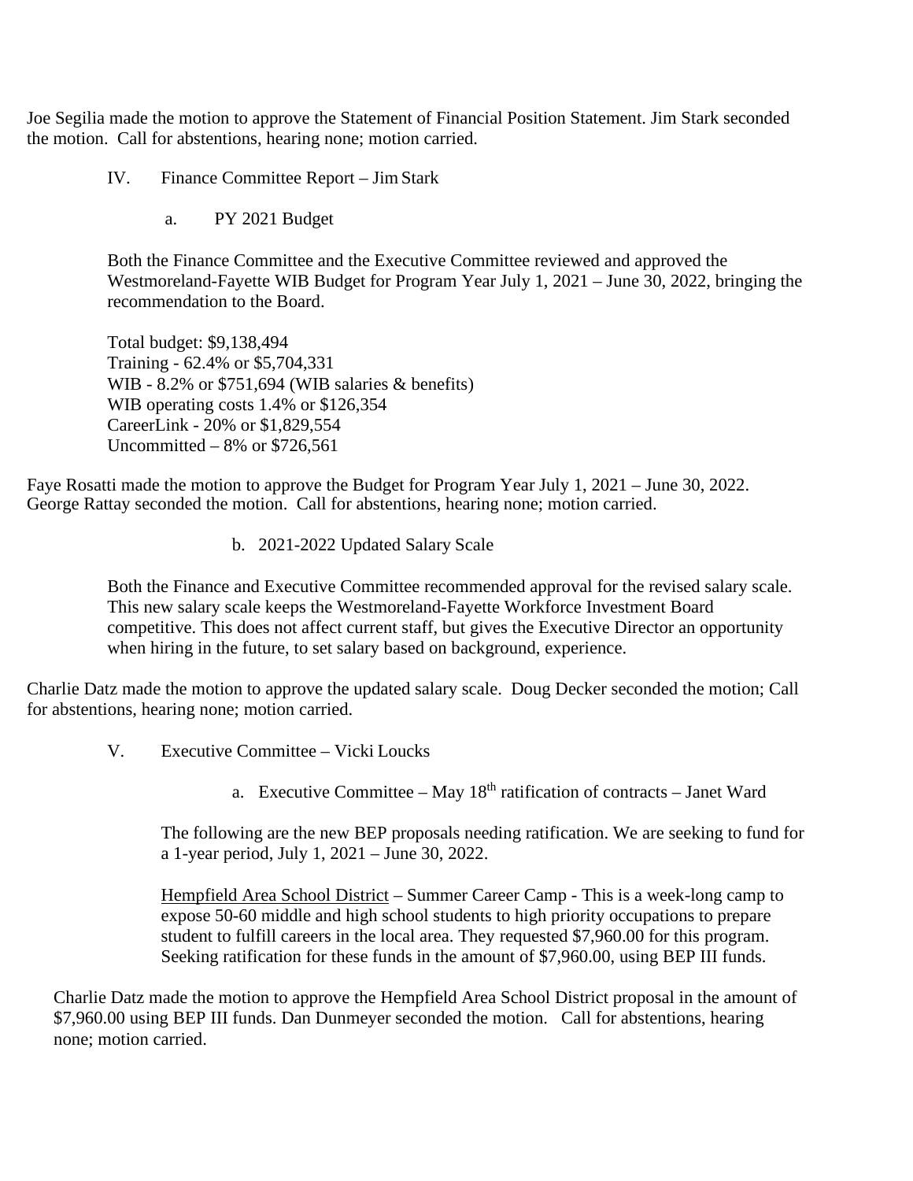Joe Segilia made the motion to approve the Statement of Financial Position Statement. Jim Stark seconded the motion. Call for abstentions, hearing none; motion carried.

IV. Finance Committee Report – Jim Stark

a. PY 2021 Budget

Both the Finance Committee and the Executive Committee reviewed and approved the Westmoreland-Fayette WIB Budget for Program Year July 1, 2021 – June 30, 2022, bringing the recommendation to the Board.

Total budget: $9,138,494
Training - 62.4% or $5,704,331
WIB - 8.2% or $751,694 (WIB salaries & benefits)
WIB operating costs 1.4% or $126,354
CareerLink - 20% or $1,829,554
Uncommitted – 8% or $726,561

Faye Rosatti made the motion to approve the Budget for Program Year July 1, 2021 – June 30, 2022. George Rattay seconded the motion. Call for abstentions, hearing none; motion carried.

b. 2021-2022 Updated Salary Scale

Both the Finance and Executive Committee recommended approval for the revised salary scale. This new salary scale keeps the Westmoreland-Fayette Workforce Investment Board competitive. This does not affect current staff, but gives the Executive Director an opportunity when hiring in the future, to set salary based on background, experience.

Charlie Datz made the motion to approve the updated salary scale. Doug Decker seconded the motion; Call for abstentions, hearing none; motion carried.

V. Executive Committee – Vicki Loucks

a. Executive Committee – May 18th ratification of contracts – Janet Ward

The following are the new BEP proposals needing ratification. We are seeking to fund for a 1-year period, July 1, 2021 – June 30, 2022.

Hempfield Area School District – Summer Career Camp - This is a week-long camp to expose 50-60 middle and high school students to high priority occupations to prepare student to fulfill careers in the local area. They requested $7,960.00 for this program. Seeking ratification for these funds in the amount of $7,960.00, using BEP III funds.

Charlie Datz made the motion to approve the Hempfield Area School District proposal in the amount of $7,960.00 using BEP III funds. Dan Dunmeyer seconded the motion. Call for abstentions, hearing none; motion carried.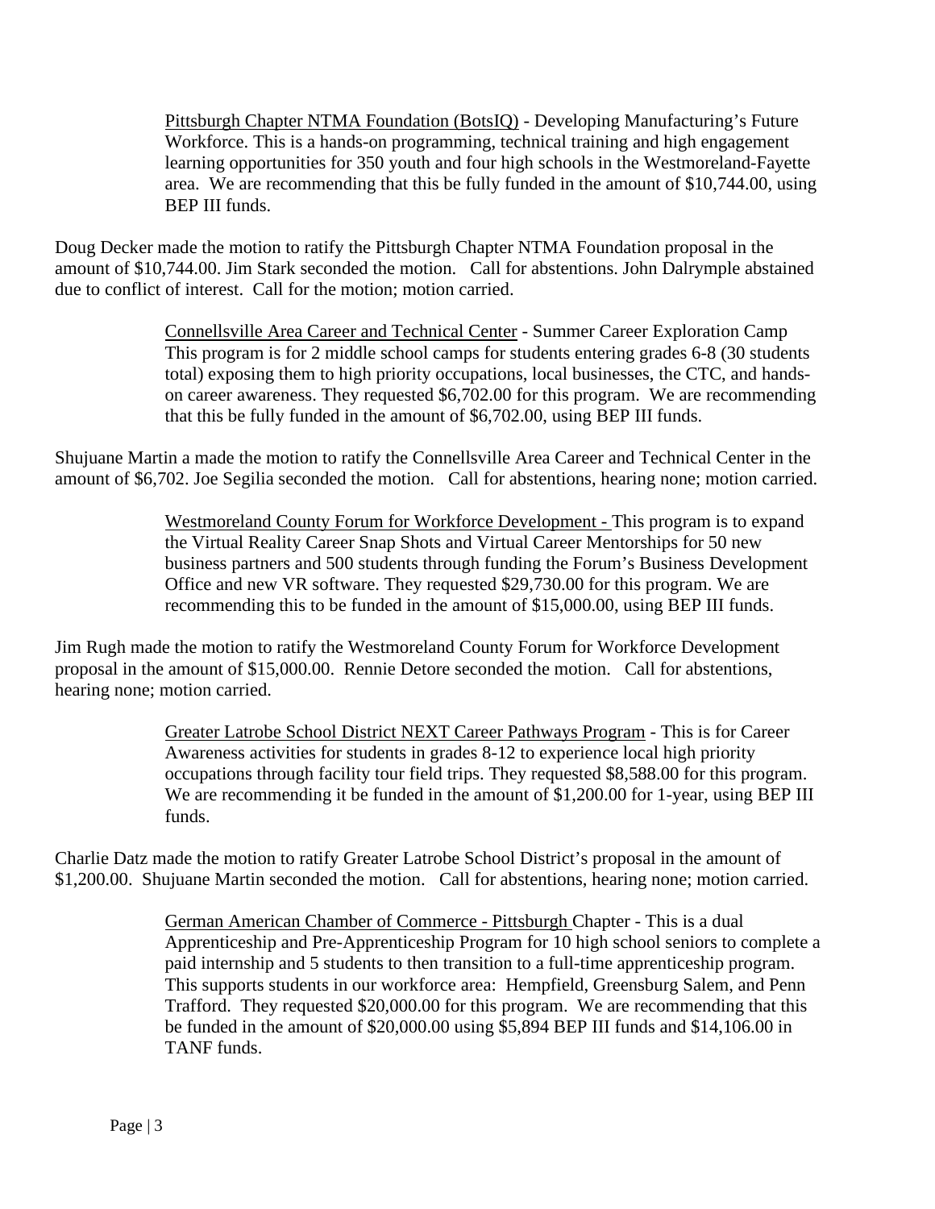Pittsburgh Chapter NTMA Foundation (BotsIQ) - Developing Manufacturing's Future Workforce. This is a hands-on programming, technical training and high engagement learning opportunities for 350 youth and four high schools in the Westmoreland-Fayette area. We are recommending that this be fully funded in the amount of $10,744.00, using BEP III funds.

Doug Decker made the motion to ratify the Pittsburgh Chapter NTMA Foundation proposal in the amount of $10,744.00. Jim Stark seconded the motion. Call for abstentions. John Dalrymple abstained due to conflict of interest. Call for the motion; motion carried.

Connellsville Area Career and Technical Center - Summer Career Exploration Camp This program is for 2 middle school camps for students entering grades 6-8 (30 students total) exposing them to high priority occupations, local businesses, the CTC, and hands-on career awareness. They requested $6,702.00 for this program. We are recommending that this be fully funded in the amount of $6,702.00, using BEP III funds.

Shujuane Martin a made the motion to ratify the Connellsville Area Career and Technical Center in the amount of $6,702. Joe Segilia seconded the motion. Call for abstentions, hearing none; motion carried.

Westmoreland County Forum for Workforce Development - This program is to expand the Virtual Reality Career Snap Shots and Virtual Career Mentorships for 50 new business partners and 500 students through funding the Forum's Business Development Office and new VR software. They requested $29,730.00 for this program. We are recommending this to be funded in the amount of $15,000.00, using BEP III funds.

Jim Rugh made the motion to ratify the Westmoreland County Forum for Workforce Development proposal in the amount of $15,000.00. Rennie Detore seconded the motion. Call for abstentions, hearing none; motion carried.

Greater Latrobe School District NEXT Career Pathways Program - This is for Career Awareness activities for students in grades 8-12 to experience local high priority occupations through facility tour field trips. They requested $8,588.00 for this program. We are recommending it be funded in the amount of $1,200.00 for 1-year, using BEP III funds.

Charlie Datz made the motion to ratify Greater Latrobe School District's proposal in the amount of $1,200.00. Shujuane Martin seconded the motion. Call for abstentions, hearing none; motion carried.

German American Chamber of Commerce - Pittsburgh Chapter - This is a dual Apprenticeship and Pre-Apprenticeship Program for 10 high school seniors to complete a paid internship and 5 students to then transition to a full-time apprenticeship program. This supports students in our workforce area: Hempfield, Greensburg Salem, and Penn Trafford. They requested $20,000.00 for this program. We are recommending that this be funded in the amount of $20,000.00 using $5,894 BEP III funds and $14,106.00 in TANF funds.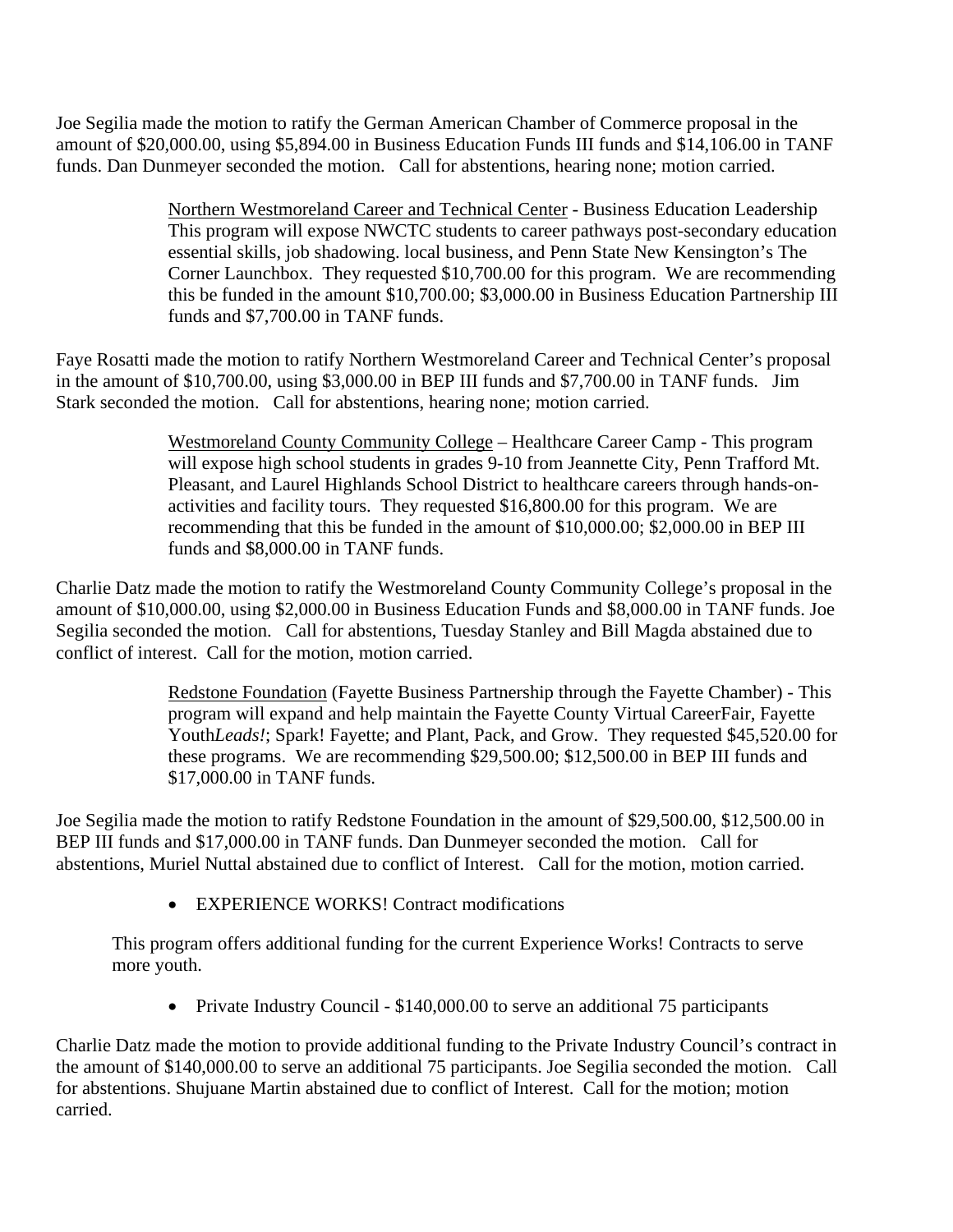Joe Segilia made the motion to ratify the German American Chamber of Commerce proposal in the amount of $20,000.00, using $5,894.00 in Business Education Funds III funds and $14,106.00 in TANF funds. Dan Dunmeyer seconded the motion. Call for abstentions, hearing none; motion carried.

> Northern Westmoreland Career and Technical Center - Business Education Leadership This program will expose NWCTC students to career pathways post-secondary education essential skills, job shadowing. local business, and Penn State New Kensington's The Corner Launchbox. They requested $10,700.00 for this program. We are recommending this be funded in the amount $10,700.00; $3,000.00 in Business Education Partnership III funds and $7,700.00 in TANF funds.

Faye Rosatti made the motion to ratify Northern Westmoreland Career and Technical Center's proposal in the amount of $10,700.00, using $3,000.00 in BEP III funds and $7,700.00 in TANF funds. Jim Stark seconded the motion. Call for abstentions, hearing none; motion carried.

> Westmoreland County Community College – Healthcare Career Camp - This program will expose high school students in grades 9-10 from Jeannette City, Penn Trafford Mt. Pleasant, and Laurel Highlands School District to healthcare careers through hands-on-activities and facility tours. They requested $16,800.00 for this program. We are recommending that this be funded in the amount of $10,000.00; $2,000.00 in BEP III funds and $8,000.00 in TANF funds.

Charlie Datz made the motion to ratify the Westmoreland County Community College's proposal in the amount of $10,000.00, using $2,000.00 in Business Education Funds and $8,000.00 in TANF funds. Joe Segilia seconded the motion. Call for abstentions, Tuesday Stanley and Bill Magda abstained due to conflict of interest. Call for the motion, motion carried.

> Redstone Foundation (Fayette Business Partnership through the Fayette Chamber) - This program will expand and help maintain the Fayette County Virtual CareerFair, Fayette Youth*Leads!*; Spark! Fayette; and Plant, Pack, and Grow. They requested $45,520.00 for these programs. We are recommending $29,500.00; $12,500.00 in BEP III funds and $17,000.00 in TANF funds.

Joe Segilia made the motion to ratify Redstone Foundation in the amount of $29,500.00, $12,500.00 in BEP III funds and $17,000.00 in TANF funds. Dan Dunmeyer seconded the motion. Call for abstentions, Muriel Nuttal abstained due to conflict of Interest. Call for the motion, motion carried.

- EXPERIENCE WORKS! Contract modifications

This program offers additional funding for the current Experience Works! Contracts to serve more youth.

- Private Industry Council - $140,000.00 to serve an additional 75 participants

Charlie Datz made the motion to provide additional funding to the Private Industry Council's contract in the amount of $140,000.00 to serve an additional 75 participants. Joe Segilia seconded the motion. Call for abstentions. Shujuane Martin abstained due to conflict of Interest. Call for the motion; motion carried.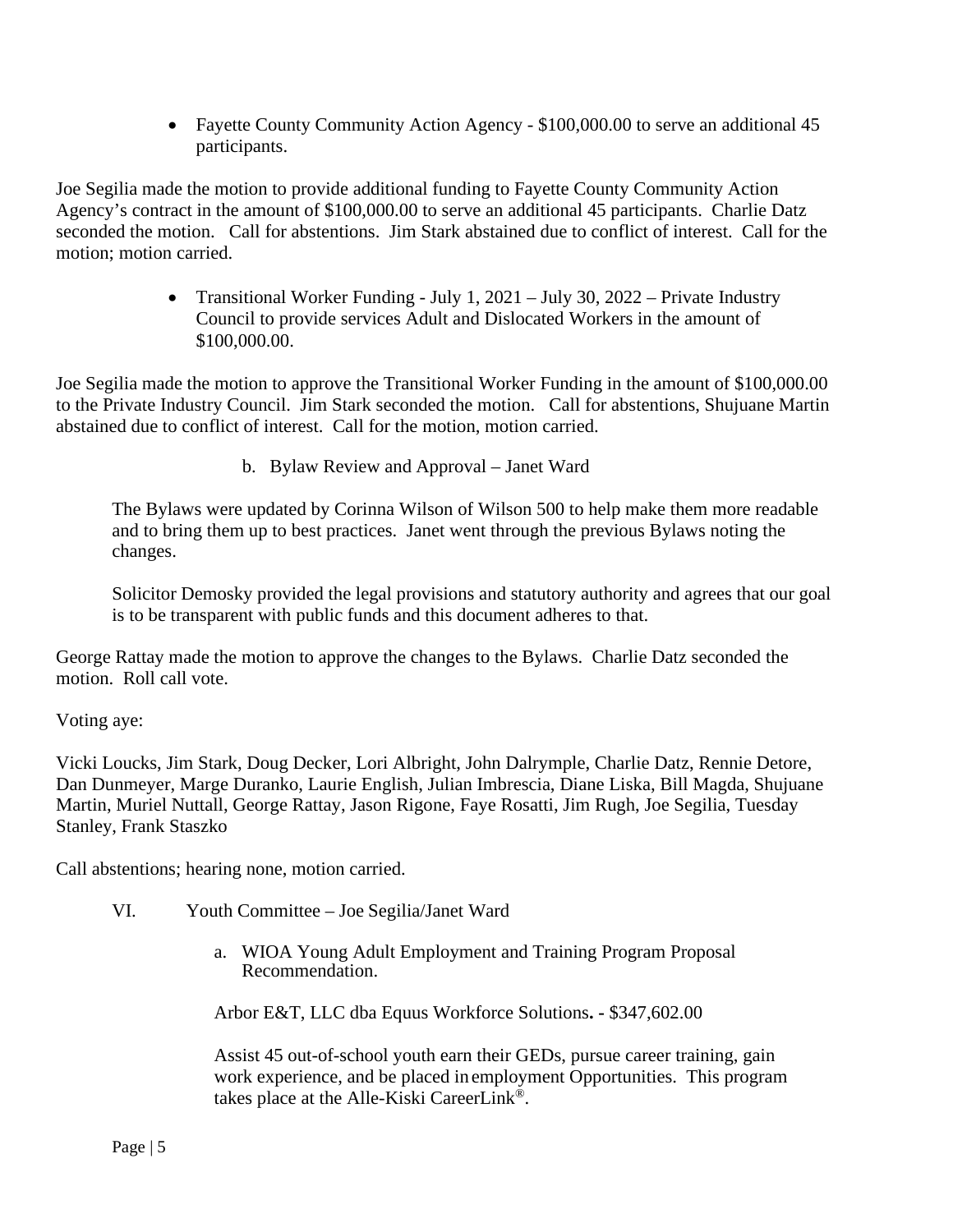- Fayette County Community Action Agency - $100,000.00 to serve an additional 45 participants.

Joe Segilia made the motion to provide additional funding to Fayette County Community Action Agency's contract in the amount of $100,000.00 to serve an additional 45 participants. Charlie Datz seconded the motion. Call for abstentions. Jim Stark abstained due to conflict of interest. Call for the motion; motion carried.

- Transitional Worker Funding - July 1, 2021 – July 30, 2022 – Private Industry Council to provide services Adult and Dislocated Workers in the amount of $100,000.00.

Joe Segilia made the motion to approve the Transitional Worker Funding in the amount of $100,000.00 to the Private Industry Council. Jim Stark seconded the motion. Call for abstentions, Shujuane Martin abstained due to conflict of interest. Call for the motion, motion carried.

b. Bylaw Review and Approval – Janet Ward

The Bylaws were updated by Corinna Wilson of Wilson 500 to help make them more readable and to bring them up to best practices. Janet went through the previous Bylaws noting the changes.

Solicitor Demosky provided the legal provisions and statutory authority and agrees that our goal is to be transparent with public funds and this document adheres to that.

George Rattay made the motion to approve the changes to the Bylaws. Charlie Datz seconded the motion. Roll call vote.

Voting aye:

Vicki Loucks, Jim Stark, Doug Decker, Lori Albright, John Dalrymple, Charlie Datz, Rennie Detore, Dan Dunmeyer, Marge Duranko, Laurie English, Julian Imbrescia, Diane Liska, Bill Magda, Shujuane Martin, Muriel Nuttall, George Rattay, Jason Rigone, Faye Rosatti, Jim Rugh, Joe Segilia, Tuesday Stanley, Frank Staszko

Call abstentions; hearing none, motion carried.

VI. Youth Committee – Joe Segilia/Janet Ward

a. WIOA Young Adult Employment and Training Program Proposal Recommendation.

Arbor E&T, LLC dba Equus Workforce Solutions**.** - $347,602.00

Assist 45 out-of-school youth earn their GEDs, pursue career training, gain work experience, and be placed in employment Opportunities. This program takes place at the Alle-Kiski CareerLink®.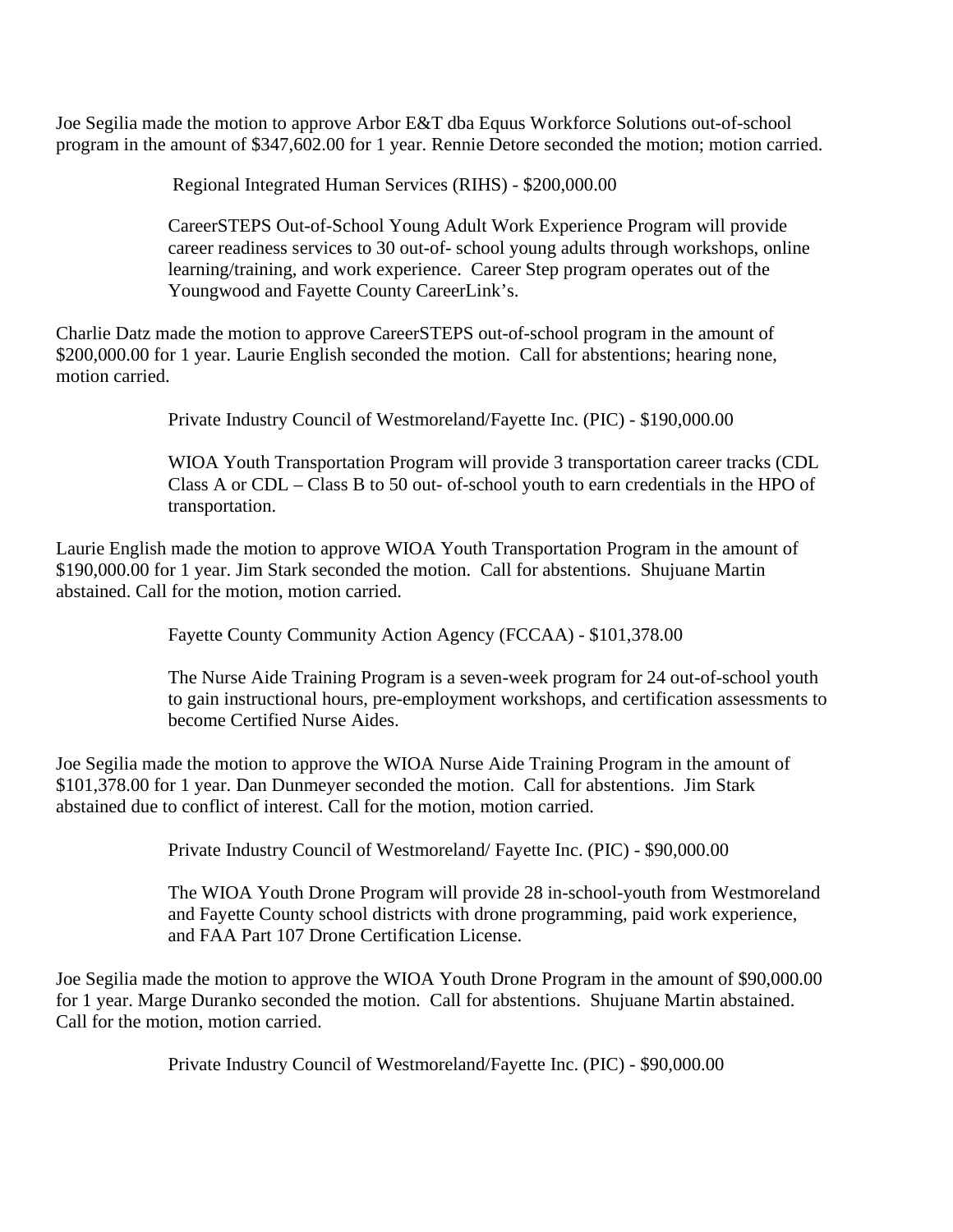Joe Segilia made the motion to approve Arbor E&T dba Equus Workforce Solutions out-of-school program in the amount of $347,602.00 for 1 year. Rennie Detore seconded the motion; motion carried.

Regional Integrated Human Services (RIHS) - $200,000.00

CareerSTEPS Out-of-School Young Adult Work Experience Program will provide career readiness services to 30 out-of- school young adults through workshops, online learning/training, and work experience. Career Step program operates out of the Youngwood and Fayette County CareerLink's.

Charlie Datz made the motion to approve CareerSTEPS out-of-school program in the amount of $200,000.00 for 1 year. Laurie English seconded the motion. Call for abstentions; hearing none, motion carried.

Private Industry Council of Westmoreland/Fayette Inc. (PIC) - $190,000.00

WIOA Youth Transportation Program will provide 3 transportation career tracks (CDL Class A or CDL – Class B to 50 out- of-school youth to earn credentials in the HPO of transportation.

Laurie English made the motion to approve WIOA Youth Transportation Program in the amount of $190,000.00 for 1 year. Jim Stark seconded the motion. Call for abstentions. Shujuane Martin abstained. Call for the motion, motion carried.

Fayette County Community Action Agency (FCCAA) - $101,378.00

The Nurse Aide Training Program is a seven-week program for 24 out-of-school youth to gain instructional hours, pre-employment workshops, and certification assessments to become Certified Nurse Aides.

Joe Segilia made the motion to approve the WIOA Nurse Aide Training Program in the amount of $101,378.00 for 1 year. Dan Dunmeyer seconded the motion. Call for abstentions. Jim Stark abstained due to conflict of interest. Call for the motion, motion carried.

Private Industry Council of Westmoreland/ Fayette Inc. (PIC) - $90,000.00

The WIOA Youth Drone Program will provide 28 in-school-youth from Westmoreland and Fayette County school districts with drone programming, paid work experience, and FAA Part 107 Drone Certification License.

Joe Segilia made the motion to approve the WIOA Youth Drone Program in the amount of $90,000.00 for 1 year. Marge Duranko seconded the motion. Call for abstentions. Shujuane Martin abstained. Call for the motion, motion carried.

Private Industry Council of Westmoreland/Fayette Inc. (PIC) - $90,000.00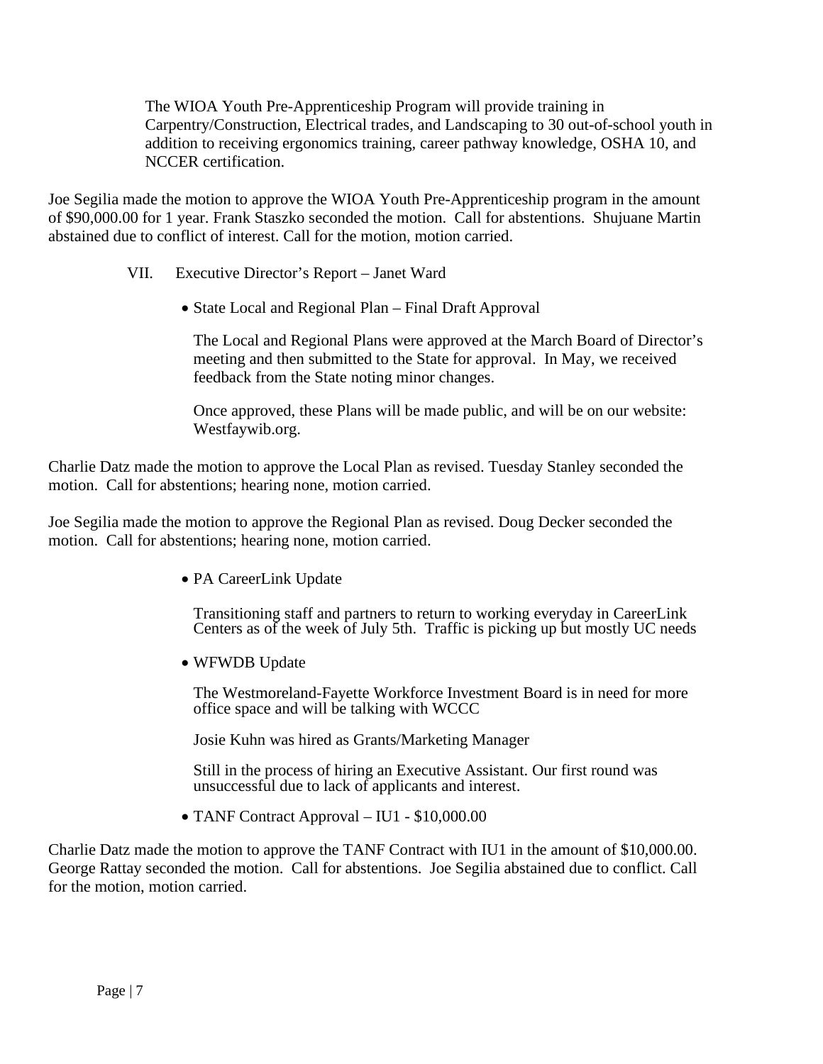The WIOA Youth Pre-Apprenticeship Program will provide training in Carpentry/Construction, Electrical trades, and Landscaping to 30 out-of-school youth in addition to receiving ergonomics training, career pathway knowledge, OSHA 10, and NCCER certification.

Joe Segilia made the motion to approve the WIOA Youth Pre-Apprenticeship program in the amount of $90,000.00 for 1 year. Frank Staszko seconded the motion. Call for abstentions. Shujuane Martin abstained due to conflict of interest. Call for the motion, motion carried.

VII. Executive Director's Report – Janet Ward

- State Local and Regional Plan – Final Draft Approval

  The Local and Regional Plans were approved at the March Board of Director's meeting and then submitted to the State for approval. In May, we received feedback from the State noting minor changes.

  Once approved, these Plans will be made public, and will be on our website: Westfaywib.org.

Charlie Datz made the motion to approve the Local Plan as revised. Tuesday Stanley seconded the motion. Call for abstentions; hearing none, motion carried.

Joe Segilia made the motion to approve the Regional Plan as revised. Doug Decker seconded the motion. Call for abstentions; hearing none, motion carried.

- PA CareerLink Update

  Transitioning staff and partners to return to working everyday in CareerLink Centers as of the week of July 5th. Traffic is picking up but mostly UC needs

- WFWDB Update

  The Westmoreland-Fayette Workforce Investment Board is in need for more office space and will be talking with WCCC

  Josie Kuhn was hired as Grants/Marketing Manager

  Still in the process of hiring an Executive Assistant. Our first round was unsuccessful due to lack of applicants and interest.

- TANF Contract Approval – IU1 - $10,000.00

Charlie Datz made the motion to approve the TANF Contract with IU1 in the amount of $10,000.00. George Rattay seconded the motion. Call for abstentions. Joe Segilia abstained due to conflict. Call for the motion, motion carried.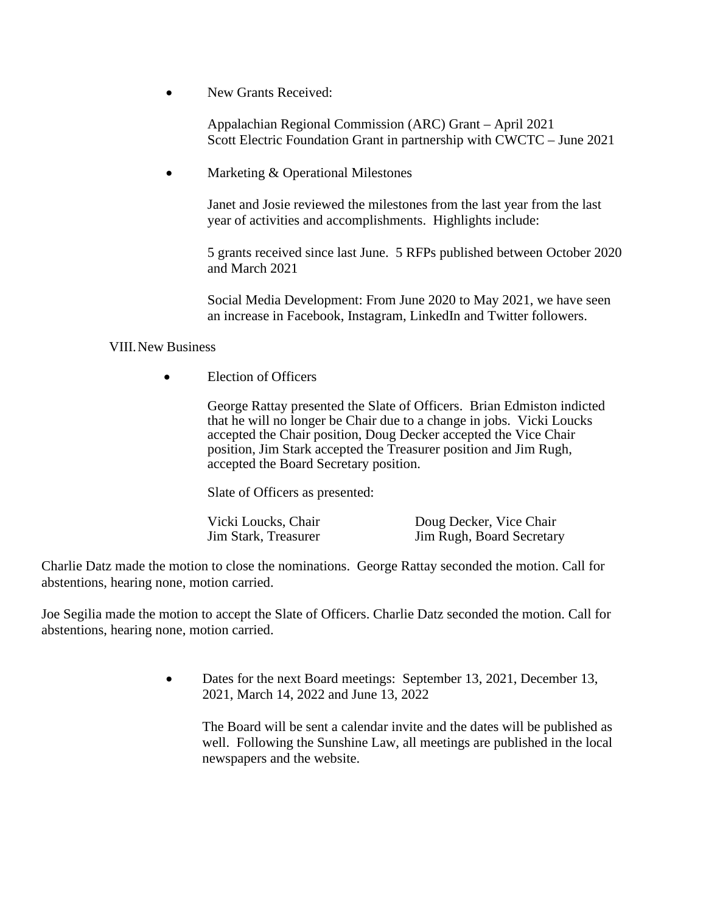- New Grants Received:

  Appalachian Regional Commission (ARC) Grant – April 2021
  Scott Electric Foundation Grant in partnership with CWCTC – June 2021

- Marketing & Operational Milestones

  Janet and Josie reviewed the milestones from the last year from the last year of activities and accomplishments. Highlights include:

  5 grants received since last June. 5 RFPs published between October 2020 and March 2021

  Social Media Development: From June 2020 to May 2021, we have seen an increase in Facebook, Instagram, LinkedIn and Twitter followers.

VIII. New Business

- Election of Officers

  George Rattay presented the Slate of Officers. Brian Edmiston indicted that he will no longer be Chair due to a change in jobs. Vicki Loucks accepted the Chair position, Doug Decker accepted the Vice Chair position, Jim Stark accepted the Treasurer position and Jim Rugh, accepted the Board Secretary position.

  Slate of Officers as presented:

  | | |
  |---|---|
  | Vicki Loucks, Chair | Doug Decker, Vice Chair |
  | Jim Stark, Treasurer | Jim Rugh, Board Secretary |

Charlie Datz made the motion to close the nominations. George Rattay seconded the motion. Call for abstentions, hearing none, motion carried.

Joe Segilia made the motion to accept the Slate of Officers. Charlie Datz seconded the motion. Call for abstentions, hearing none, motion carried.

- Dates for the next Board meetings: September 13, 2021, December 13, 2021, March 14, 2022 and June 13, 2022

  The Board will be sent a calendar invite and the dates will be published as well. Following the Sunshine Law, all meetings are published in the local newspapers and the website.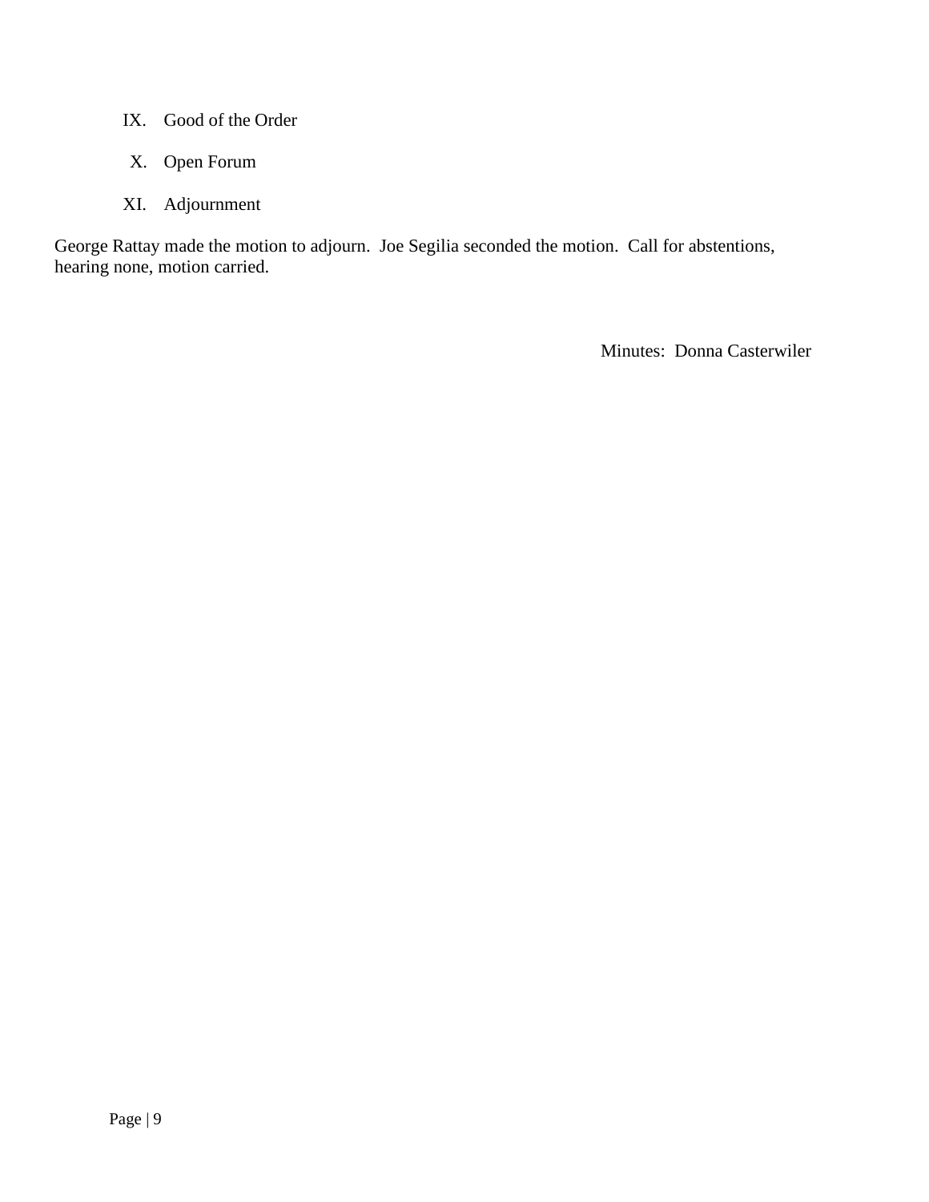IX. Good of the Order

X. Open Forum

XI. Adjournment

George Rattay made the motion to adjourn. Joe Segilia seconded the motion. Call for abstentions, hearing none, motion carried.

Minutes: Donna Casterwiler